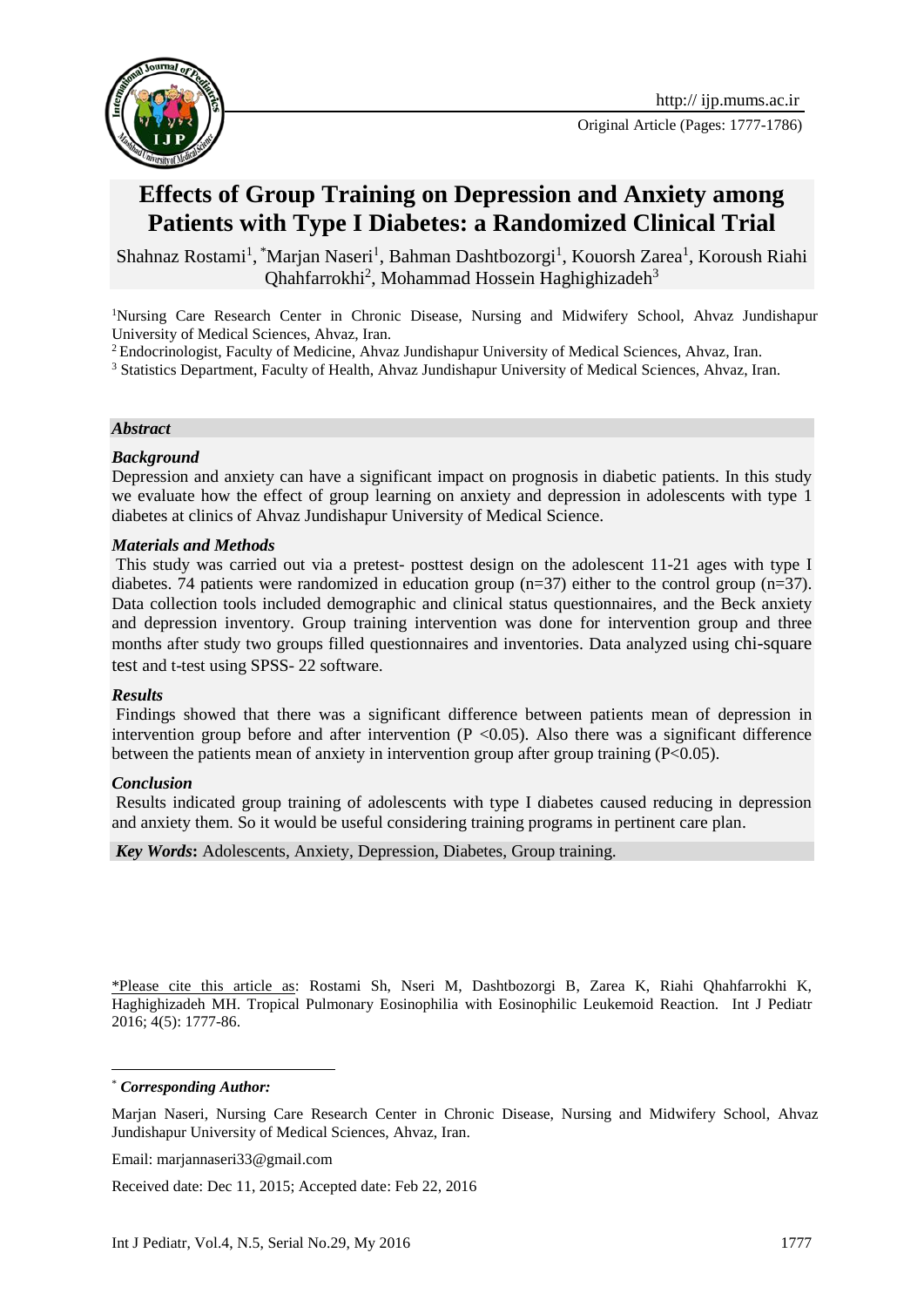Original Article (Pages: 1777-1786)

# Effects of Group Training on Depression and Anxiety among Patients with Type I Diabetes: a Randomized Clinical Trial

Shahnaz Rostami[1], *Marjan Naseri[1], Bahman Dashtbozorgi[1], Kouorsh Zarea[1], Koroush Riahi Qhahfarrokhi[2], Mohammad Hossein Haghighizadeh[3]

[1]Nursing Care Research Center in Chronic Disease, Nursing and Midwifery School, Ahvaz Jundishapur University of Medical Sciences, Ahvaz, Iran.

[2]Endocrinologist, Faculty of Medicine, Ahvaz Jundishapur University of Medical Sciences, Ahvaz, Iran.

[3]Statistics Department, Faculty of Health, Ahvaz Jundishapur University of Medical Sciences, Ahvaz, Iran.

## *Abstract*

### *Background*

Depression and anxiety can have a significant impact on prognosis in diabetic patients. In this study we evaluate how the effect of group learning on anxiety and depression in adolescents with type 1 diabetes at clinics of Ahvaz Jundishapur University of Medical Science.

### *Materials and Methods*

This study was carried out via a pretest- posttest design on the adolescent 11-21 ages with type I diabetes. 74 patients were randomized in education group (n=37) either to the control group (n=37). Data collection tools included demographic and clinical status questionnaires, and the Beck anxiety and depression inventory. Group training intervention was done for intervention group and three months after study two groups filled questionnaires and inventories. Data analyzed using chi-square test and t-test using SPSS- 22 software.

### *Results*

Findings showed that there was a significant difference between patients mean of depression in intervention group before and after intervention ($P < 0.05$). Also there was a significant difference between the patients mean of anxiety in intervention group after group training ($P<0.05$).

### *Conclusion*

Results indicated group training of adolescents with type I diabetes caused reducing in depression and anxiety them. So it would be useful considering training programs in pertinent care plan.

***Key Words*:** Adolescents, Anxiety, Depression, Diabetes, Group training.

*Please cite this article as: Rostami Sh, Nseri M, Dashtbozorgi B, Zarea K, Riahi Qhahfarrokhi K, Haghighizadeh MH. Tropical Pulmonary Eosinophilia with Eosinophilic Leukemoid Reaction. Int J Pediatr 2016; 4(5): 1777-86.

\* ***Corresponding Author:***

Marjan Naseri, Nursing Care Research Center in Chronic Disease, Nursing and Midwifery School, Ahvaz Jundishapur University of Medical Sciences, Ahvaz, Iran.

Email: marjannaseri33@gmail.com

Received date: Dec 11, 2015; Accepted date: Feb 22, 2016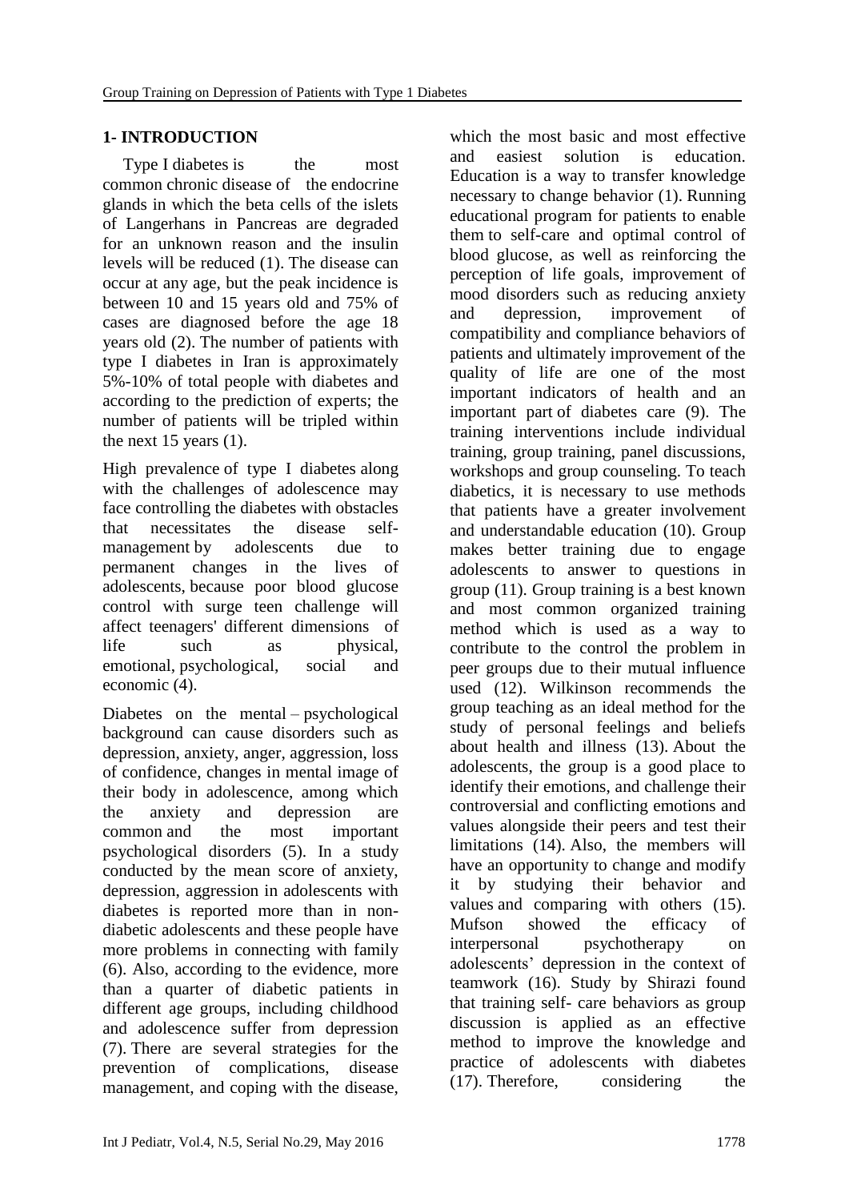## 1- INTRODUCTION

Type I diabetes is the most common chronic disease of the endocrine glands in which the beta cells of the islets of Langerhans in Pancreas are degraded for an unknown reason and the insulin levels will be reduced (1). The disease can occur at any age, but the peak incidence is between 10 and 15 years old and 75% of cases are diagnosed before the age 18 years old (2). The number of patients with type I diabetes in Iran is approximately 5%-10% of total people with diabetes and according to the prediction of experts; the number of patients will be tripled within the next 15 years (1).

High prevalence of type I diabetes along with the challenges of adolescence may face controlling the diabetes with obstacles that necessitates the disease self-management by adolescents due to permanent changes in the lives of adolescents, because poor blood glucose control with surge teen challenge will affect teenagers' different dimensions of life such as physical, emotional, psychological, social and economic (4).

Diabetes on the mental – psychological background can cause disorders such as depression, anxiety, anger, aggression, loss of confidence, changes in mental image of their body in adolescence, among which the anxiety and depression are common and the most important psychological disorders (5). In a study conducted by the mean score of anxiety, depression, aggression in adolescents with diabetes is reported more than in non-diabetic adolescents and these people have more problems in connecting with family (6). Also, according to the evidence, more than a quarter of diabetic patients in different age groups, including childhood and adolescence suffer from depression (7). There are several strategies for the prevention of complications, disease management, and coping with the disease, which the most basic and most effective and easiest solution is education. Education is a way to transfer knowledge necessary to change behavior (1). Running educational program for patients to enable them to self-care and optimal control of blood glucose, as well as reinforcing the perception of life goals, improvement of mood disorders such as reducing anxiety and depression, improvement of compatibility and compliance behaviors of patients and ultimately improvement of the quality of life are one of the most important indicators of health and an important part of diabetes care (9). The training interventions include individual training, group training, panel discussions, workshops and group counseling. To teach diabetics, it is necessary to use methods that patients have a greater involvement and understandable education (10). Group makes better training due to engage adolescents to answer to questions in group (11). Group training is a best known and most common organized training method which is used as a way to contribute to the control the problem in peer groups due to their mutual influence used (12). Wilkinson recommends the group teaching as an ideal method for the study of personal feelings and beliefs about health and illness (13). About the adolescents, the group is a good place to identify their emotions, and challenge their controversial and conflicting emotions and values alongside their peers and test their limitations (14). Also, the members will have an opportunity to change and modify it by studying their behavior and values and comparing with others (15). Mufson showed the efficacy of interpersonal psychotherapy on adolescents' depression in the context of teamwork (16). Study by Shirazi found that training self- care behaviors as group discussion is applied as an effective method to improve the knowledge and practice of adolescents with diabetes (17). Therefore, considering the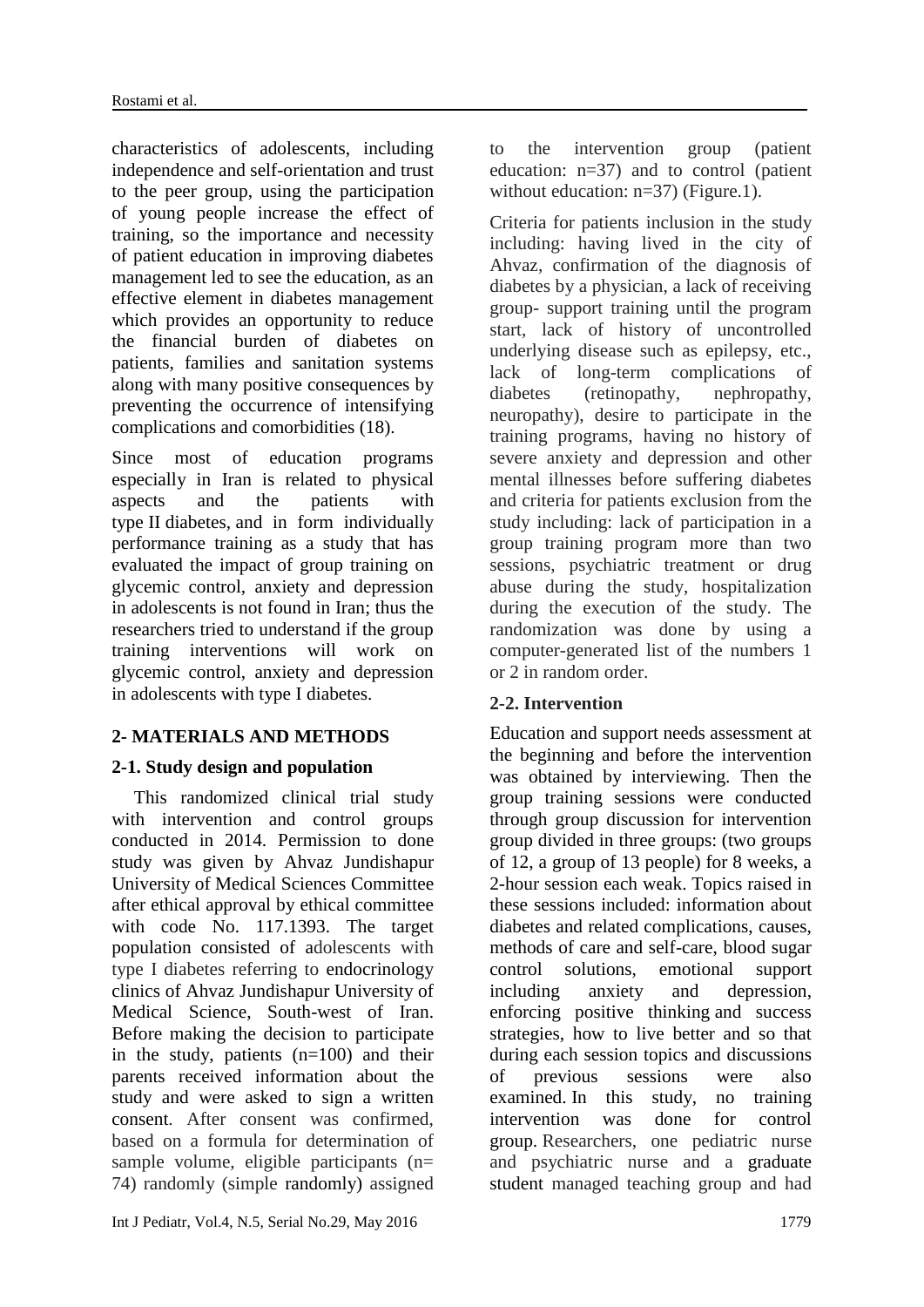characteristics of adolescents, including independence and self-orientation and trust to the peer group, using the participation of young people increase the effect of training, so the importance and necessity of patient education in improving diabetes management led to see the education, as an effective element in diabetes management which provides an opportunity to reduce the financial burden of diabetes on patients, families and sanitation systems along with many positive consequences by preventing the occurrence of intensifying complications and comorbidities (18).

Since most of education programs especially in Iran is related to physical aspects and the patients with type II diabetes, and in form individually performance training as a study that has evaluated the impact of group training on glycemic control, anxiety and depression in adolescents is not found in Iran; thus the researchers tried to understand if the group training interventions will work on glycemic control, anxiety and depression in adolescents with type I diabetes.

## 2- MATERIALS AND METHODS

### 2-1. Study design and population

This randomized clinical trial study with intervention and control groups conducted in 2014. Permission to done study was given by Ahvaz Jundishapur University of Medical Sciences Committee after ethical approval by ethical committee with code No. 117.1393. The target population consisted of adolescents with type I diabetes referring to endocrinology clinics of Ahvaz Jundishapur University of Medical Science, South-west of Iran. Before making the decision to participate in the study, patients (n=100) and their parents received information about the study and were asked to sign a written consent. After consent was confirmed, based on a formula for determination of sample volume, eligible participants (n= 74) randomly (simple randomly) assigned to the intervention group (patient education: n=37) and to control (patient without education: n=37) (Figure.1).

Criteria for patients inclusion in the study including: having lived in the city of Ahvaz, confirmation of the diagnosis of diabetes by a physician, a lack of receiving group- support training until the program start, lack of history of uncontrolled underlying disease such as epilepsy, etc., lack of long-term complications of diabetes (retinopathy, nephropathy, neuropathy), desire to participate in the training programs, having no history of severe anxiety and depression and other mental illnesses before suffering diabetes and criteria for patients exclusion from the study including: lack of participation in a group training program more than two sessions, psychiatric treatment or drug abuse during the study, hospitalization during the execution of the study. The randomization was done by using a computer-generated list of the numbers 1 or 2 in random order.

### 2-2. Intervention

Education and support needs assessment at the beginning and before the intervention was obtained by interviewing. Then the group training sessions were conducted through group discussion for intervention group divided in three groups: (two groups of 12, a group of 13 people) for 8 weeks, a 2-hour session each weak. Topics raised in these sessions included: information about diabetes and related complications, causes, methods of care and self-care, blood sugar control solutions, emotional support including anxiety and depression, enforcing positive thinking and success strategies, how to live better and so that during each session topics and discussions of previous sessions were also examined. In this study, no training intervention was done for control group. Researchers, one pediatric nurse and psychiatric nurse and a graduate student managed teaching group and had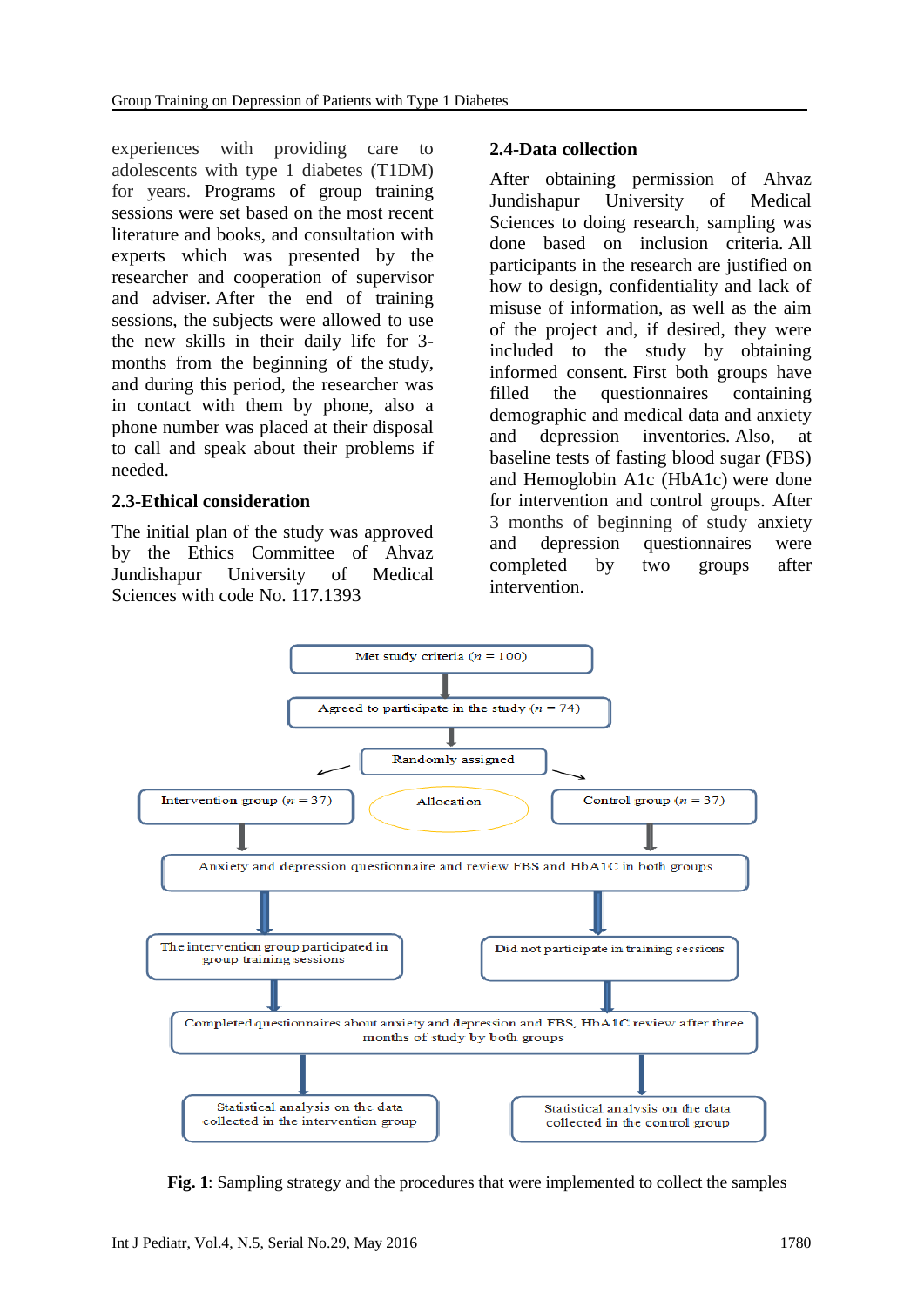experiences with providing care to adolescents with type 1 diabetes (T1DM) for years. Programs of group training sessions were set based on the most recent literature and books, and consultation with experts which was presented by the researcher and cooperation of supervisor and adviser. After the end of training sessions, the subjects were allowed to use the new skills in their daily life for 3-months from the beginning of the study, and during this period, the researcher was in contact with them by phone, also a phone number was placed at their disposal to call and speak about their problems if needed.

## 2.3-Ethical consideration

The initial plan of the study was approved by the Ethics Committee of Ahvaz Jundishapur University of Medical Sciences with code No. 117.1393

## 2.4-Data collection

After obtaining permission of Ahvaz Jundishapur University of Medical Sciences to doing research, sampling was done based on inclusion criteria. All participants in the research are justified on how to design, confidentiality and lack of misuse of information, as well as the aim of the project and, if desired, they were included to the study by obtaining informed consent. First both groups have filled the questionnaires containing demographic and medical data and anxiety and depression inventories. Also, at baseline tests of fasting blood sugar (FBS) and Hemoglobin A1c (HbA1c) were done for intervention and control groups. After 3 months of beginning of study anxiety and depression questionnaires were completed by two groups after intervention.

Met study criteria ($n$ = 100)

Agreed to participate in the study ($n$ = 74)

Randomly assigned

Intervention group ($n$ = 37) | Allocation | Control group ($n$ = 37)

Anxiety and depression questionnaire and review FBS and HbA1C in both groups

The intervention group participated in group training sessions | Did not participate in training sessions

Completed questionnaires about anxiety and depression and FBS, HbA1C review after three months of study by both groups

Statistical analysis on the data collected in the intervention group | Statistical analysis on the data collected in the control group

**Fig. 1**: Sampling strategy and the procedures that were implemented to collect the samples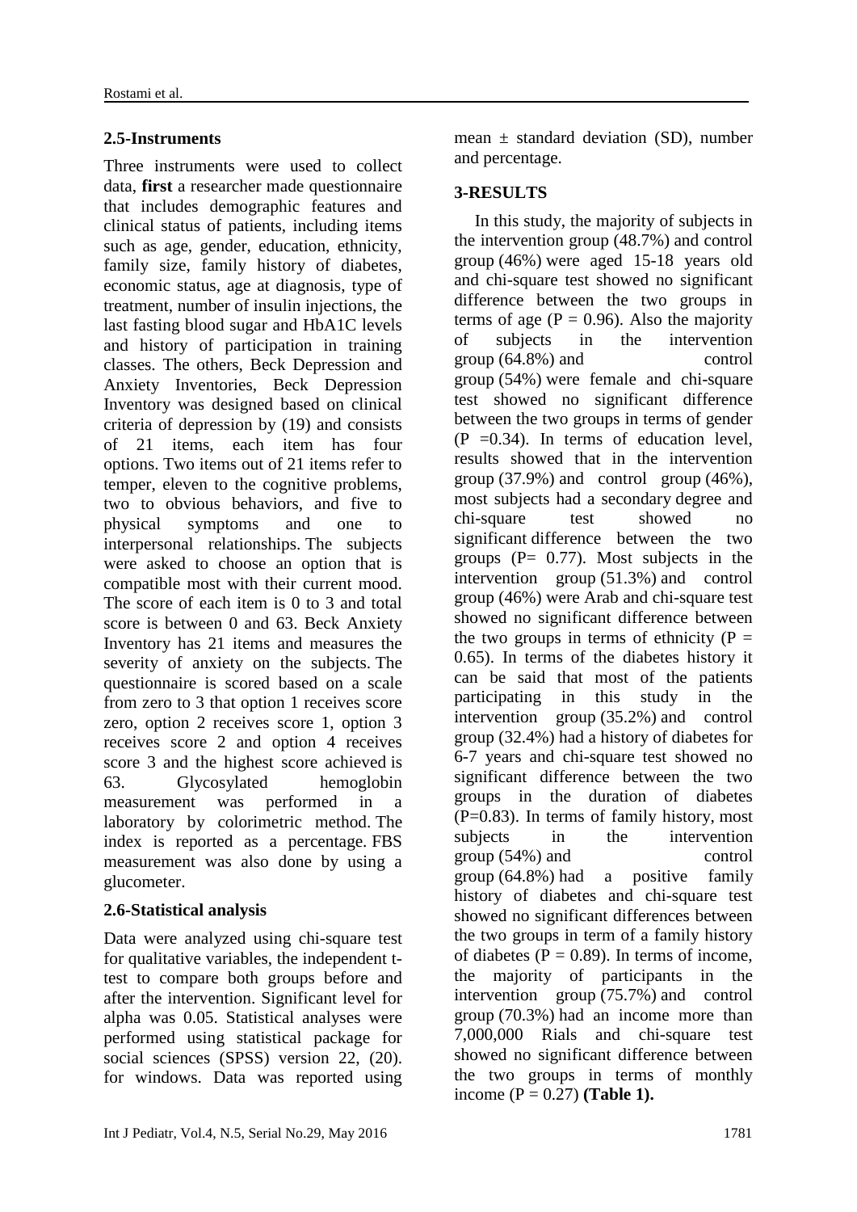### 2.5-Instruments

Three instruments were used to collect data, **first** a researcher made questionnaire that includes demographic features and clinical status of patients, including items such as age, gender, education, ethnicity, family size, family history of diabetes, economic status, age at diagnosis, type of treatment, number of insulin injections, the last fasting blood sugar and HbA1C levels and history of participation in training classes. The others, Beck Depression and Anxiety Inventories, Beck Depression Inventory was designed based on clinical criteria of depression by (19) and consists of 21 items, each item has four options. Two items out of 21 items refer to temper, eleven to the cognitive problems, two to obvious behaviors, and five to physical symptoms and one to interpersonal relationships. The subjects were asked to choose an option that is compatible most with their current mood. The score of each item is 0 to 3 and total score is between 0 and 63. Beck Anxiety Inventory has 21 items and measures the severity of anxiety on the subjects. The questionnaire is scored based on a scale from zero to 3 that option 1 receives score zero, option 2 receives score 1, option 3 receives score 2 and option 4 receives score 3 and the highest score achieved is 63. Glycosylated hemoglobin measurement was performed in a laboratory by colorimetric method. The index is reported as a percentage. FBS measurement was also done by using a glucometer.

### 2.6-Statistical analysis

Data were analyzed using chi-square test for qualitative variables, the independent t-test to compare both groups before and after the intervention. Significant level for alpha was 0.05. Statistical analyses were performed using statistical package for social sciences (SPSS) version 22, (20). for windows. Data was reported using mean ± standard deviation (SD), number and percentage.

## 3-RESULTS

In this study, the majority of subjects in the intervention group (48.7%) and control group (46%) were aged 15-18 years old and chi-square test showed no significant difference between the two groups in terms of age (P = 0.96). Also the majority of subjects in the intervention group (64.8%) and control group (54%) were female and chi-square test showed no significant difference between the two groups in terms of gender (P =0.34). In terms of education level, results showed that in the intervention group (37.9%) and control group (46%), most subjects had a secondary degree and chi-square test showed no significant difference between the two groups (P= 0.77). Most subjects in the intervention group (51.3%) and control group (46%) were Arab and chi-square test showed no significant difference between the two groups in terms of ethnicity (P = 0.65). In terms of the diabetes history it can be said that most of the patients participating in this study in the intervention group (35.2%) and control group (32.4%) had a history of diabetes for 6-7 years and chi-square test showed no significant difference between the two groups in the duration of diabetes (P=0.83). In terms of family history, most subjects in the intervention group (54%) and control group (64.8%) had a positive family history of diabetes and chi-square test showed no significant differences between the two groups in term of a family history of diabetes (P = 0.89). In terms of income, the majority of participants in the intervention group (75.7%) and control group (70.3%) had an income more than 7,000,000 Rials and chi-square test showed no significant difference between the two groups in terms of monthly income (P = 0.27) **(Table 1).**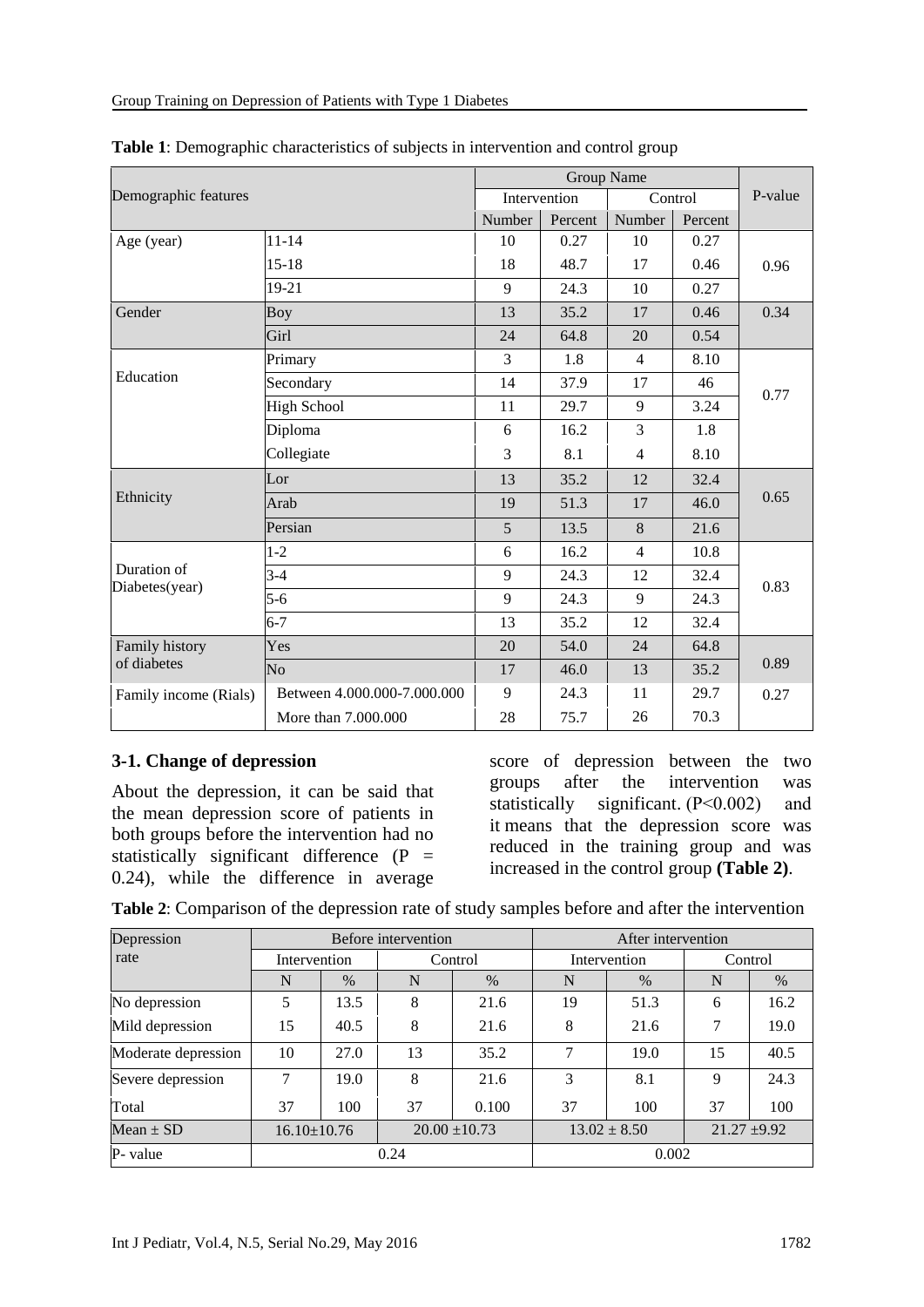**Table 1**: Demographic characteristics of subjects in intervention and control group

| Demographic features | | Group Name | | | | P-value |
|---|---|---|---|---|---|---|
| | | Intervention | | Control | | |
| | | Number | Percent | Number | Percent | |
| Age (year) | 11-14 | 10 | 0.27 | 10 | 0.27 | 0.96 |
| | 15-18 | 18 | 48.7 | 17 | 0.46 | |
| | 19-21 | 9 | 24.3 | 10 | 0.27 | |
| Gender | Boy | 13 | 35.2 | 17 | 0.46 | 0.34 |
| | Girl | 24 | 64.8 | 20 | 0.54 | |
| Education | Primary | 3 | 1.8 | 4 | 8.10 | 0.77 |
| | Secondary | 14 | 37.9 | 17 | 46 | |
| | High School | 11 | 29.7 | 9 | 3.24 | |
| | Diploma | 6 | 16.2 | 3 | 1.8 | |
| | Collegiate | 3 | 8.1 | 4 | 8.10 | |
| Ethnicity | Lor | 13 | 35.2 | 12 | 32.4 | 0.65 |
| | Arab | 19 | 51.3 | 17 | 46.0 | |
| | Persian | 5 | 13.5 | 8 | 21.6 | |
| Duration of Diabetes(year) | 1-2 | 6 | 16.2 | 4 | 10.8 | 0.83 |
| | 3-4 | 9 | 24.3 | 12 | 32.4 | |
| | 5-6 | 9 | 24.3 | 9 | 24.3 | |
| | 6-7 | 13 | 35.2 | 12 | 32.4 | |
| Family history of diabetes | Yes | 20 | 54.0 | 24 | 64.8 | 0.89 |
| | No | 17 | 46.0 | 13 | 35.2 | |
| Family income (Rials) | Between 4.000.000-7.000.000 | 9 | 24.3 | 11 | 29.7 | 0.27 |
| | More than 7.000.000 | 28 | 75.7 | 26 | 70.3 | |

### 3-1. Change of depression

About the depression, it can be said that the mean depression score of patients in both groups before the intervention had no statistically significant difference (P = 0.24), while the difference in average score of depression between the two groups after the intervention was statistically significant. (P<0.002) and it means that the depression score was reduced in the training group and was increased in the control group **(Table 2)**.

**Table 2**: Comparison of the depression rate of study samples before and after the intervention

| Depression rate | Before intervention | | | | After intervention | | | |
|---|---|---|---|---|---|---|---|---|
| | Intervention | | Control | | Intervention | | Control | |
| | N | % | N | % | N | % | N | % |
| No depression | 5 | 13.5 | 8 | 21.6 | 19 | 51.3 | 6 | 16.2 |
| Mild depression | 15 | 40.5 | 8 | 21.6 | 8 | 21.6 | 7 | 19.0 |
| Moderate depression | 10 | 27.0 | 13 | 35.2 | 7 | 19.0 | 15 | 40.5 |
| Severe depression | 7 | 19.0 | 8 | 21.6 | 3 | 8.1 | 9 | 24.3 |
| Total | 37 | 100 | 37 | 0.100 | 37 | 100 | 37 | 100 |
| Mean ± SD | 16.10±10.76 | | 20.00 ±10.73 | | 13.02 ± 8.50 | | 21.27 ±9.92 | |
| P- value | 0.24 | | | | 0.002 | | | |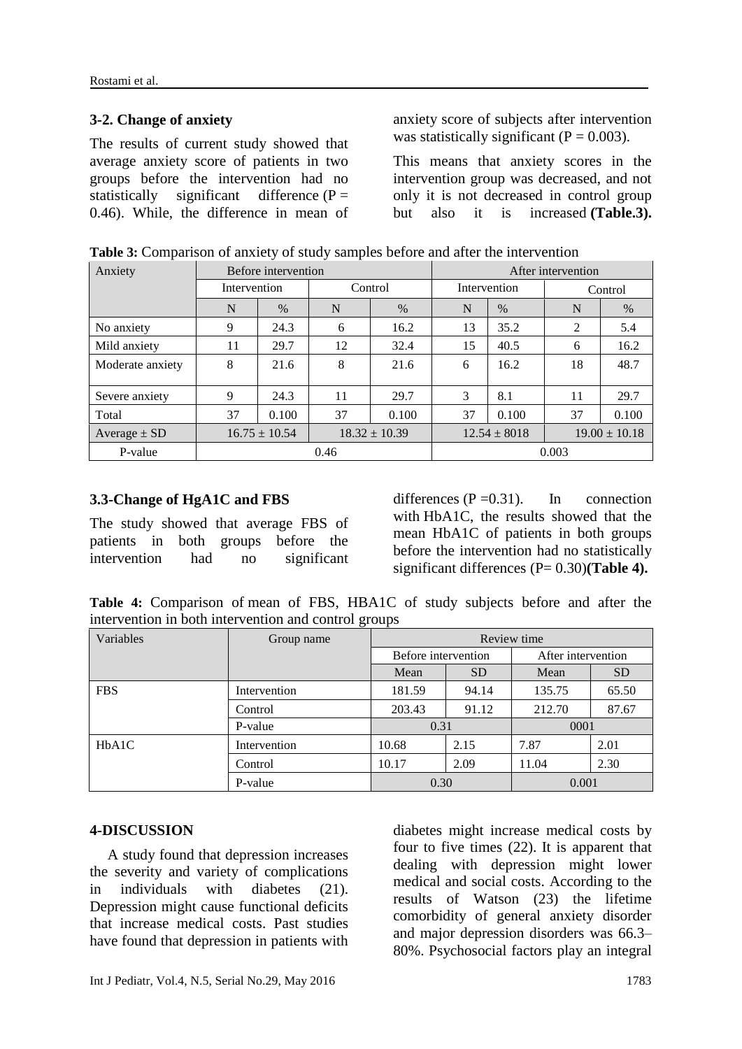### 3-2. Change of anxiety

The results of current study showed that average anxiety score of patients in two groups before the intervention had no statistically significant difference (P = 0.46). While, the difference in mean of anxiety score of subjects after intervention was statistically significant (P = 0.003).

This means that anxiety scores in the intervention group was decreased, and not only it is not decreased in control group but also it is increased **(Table.3).**

**Table 3:** Comparison of anxiety of study samples before and after the intervention

| Anxiety | Before intervention | | | | After intervention | | | |
|---|---|---|---|---|---|---|---|---|
| | Intervention | | Control | | Intervention | | Control | |
| | N | % | N | % | N | % | N | % |
| No anxiety | 9 | 24.3 | 6 | 16.2 | 13 | 35.2 | 2 | 5.4 |
| Mild anxiety | 11 | 29.7 | 12 | 32.4 | 15 | 40.5 | 6 | 16.2 |
| Moderate anxiety | 8 | 21.6 | 8 | 21.6 | 6 | 16.2 | 18 | 48.7 |
| Severe anxiety | 9 | 24.3 | 11 | 29.7 | 3 | 8.1 | 11 | 29.7 |
| Total | 37 | 0.100 | 37 | 0.100 | 37 | 0.100 | 37 | 0.100 |
| Average ± SD | 16.75 ± 10.54 | | 18.32 ± 10.39 | | 12.54 ± 8018 | | 19.00 ± 10.18 | |
| P-value | 0.46 | | | | 0.003 | | | |

### 3.3-Change of HgA1C and FBS

The study showed that average FBS of patients in both groups before the intervention had no significant differences (P =0.31). In connection with HbA1C, the results showed that the mean HbA1C of patients in both groups before the intervention had no statistically significant differences (P= 0.30)**(Table 4).**

**Table 4:** Comparison of mean of FBS, HBA1C of study subjects before and after the intervention in both intervention and control groups

| Variables | Group name | Review time | | | |
|---|---|---|---|---|---|
| | | Before intervention | | After intervention | |
| | | Mean | SD | Mean | SD |
| FBS | Intervention | 181.59 | 94.14 | 135.75 | 65.50 |
| | Control | 203.43 | 91.12 | 212.70 | 87.67 |
| | P-value | 0.31 | | 0001 | |
| HbA1C | Intervention | 10.68 | 2.15 | 7.87 | 2.01 |
| | Control | 10.17 | 2.09 | 11.04 | 2.30 |
| | P-value | 0.30 | | 0.001 | |

## 4-DISCUSSION

A study found that depression increases the severity and variety of complications in individuals with diabetes (21). Depression might cause functional deficits that increase medical costs. Past studies have found that depression in patients with diabetes might increase medical costs by four to five times (22). It is apparent that dealing with depression might lower medical and social costs. According to the results of Watson (23) the lifetime comorbidity of general anxiety disorder and major depression disorders was 66.3–80%. Psychosocial factors play an integral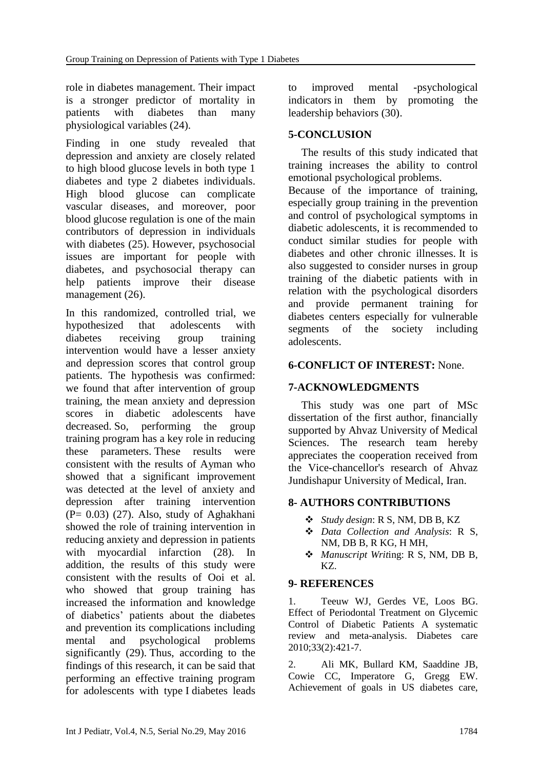role in diabetes management. Their impact is a stronger predictor of mortality in patients with diabetes than many physiological variables (24).

Finding in one study revealed that depression and anxiety are closely related to high blood glucose levels in both type 1 diabetes and type 2 diabetes individuals. High blood glucose can complicate vascular diseases, and moreover, poor blood glucose regulation is one of the main contributors of depression in individuals with diabetes (25). However, psychosocial issues are important for people with diabetes, and psychosocial therapy can help patients improve their disease management (26).

In this randomized, controlled trial, we hypothesized that adolescents with diabetes receiving group training intervention would have a lesser anxiety and depression scores that control group patients. The hypothesis was confirmed: we found that after intervention of group training, the mean anxiety and depression scores in diabetic adolescents have decreased. So, performing the group training program has a key role in reducing these parameters. These results were consistent with the results of Ayman who showed that a significant improvement was detected at the level of anxiety and depression after training intervention ($P= 0.03$) (27). Also, study of Aghakhani showed the role of training intervention in reducing anxiety and depression in patients with myocardial infarction (28). In addition, the results of this study were consistent with the results of Ooi et al. who showed that group training has increased the information and knowledge of diabetics' patients about the diabetes and prevention its complications including mental and psychological problems significantly (29). Thus, according to the findings of this research, it can be said that performing an effective training program for adolescents with type I diabetes leads to improved mental -psychological indicators in them by promoting the leadership behaviors (30).

## 5-CONCLUSION

The results of this study indicated that training increases the ability to control emotional psychological problems.

Because of the importance of training, especially group training in the prevention and control of psychological symptoms in diabetic adolescents, it is recommended to conduct similar studies for people with diabetes and other chronic illnesses. It is also suggested to consider nurses in group training of the diabetic patients with in relation with the psychological disorders and provide permanent training for diabetes centers especially for vulnerable segments of the society including adolescents.

## 6-CONFLICT OF INTEREST: None.

## 7-ACKNOWLEDGMENTS

This study was one part of MSc dissertation of the first author, financially supported by Ahvaz University of Medical Sciences. The research team hereby appreciates the cooperation received from the Vice-chancellor's research of Ahvaz Jundishapur University of Medical, Iran.

## 8- AUTHORS CONTRIBUTIONS

- *Study design*: R S, NM, DB B, KZ
- *Data Collection and Analysis*: R S, NM, DB B, R KG, H MH,
- *Manuscript Writ*ing: R S, NM, DB B, KZ.

## 9- REFERENCES

1. Teeuw WJ, Gerdes VE, Loos BG. Effect of Periodontal Treatment on Glycemic Control of Diabetic Patients A systematic review and meta-analysis. Diabetes care 2010;33(2):421-7.

2. Ali MK, Bullard KM, Saaddine JB, Cowie CC, Imperatore G, Gregg EW. Achievement of goals in US diabetes care,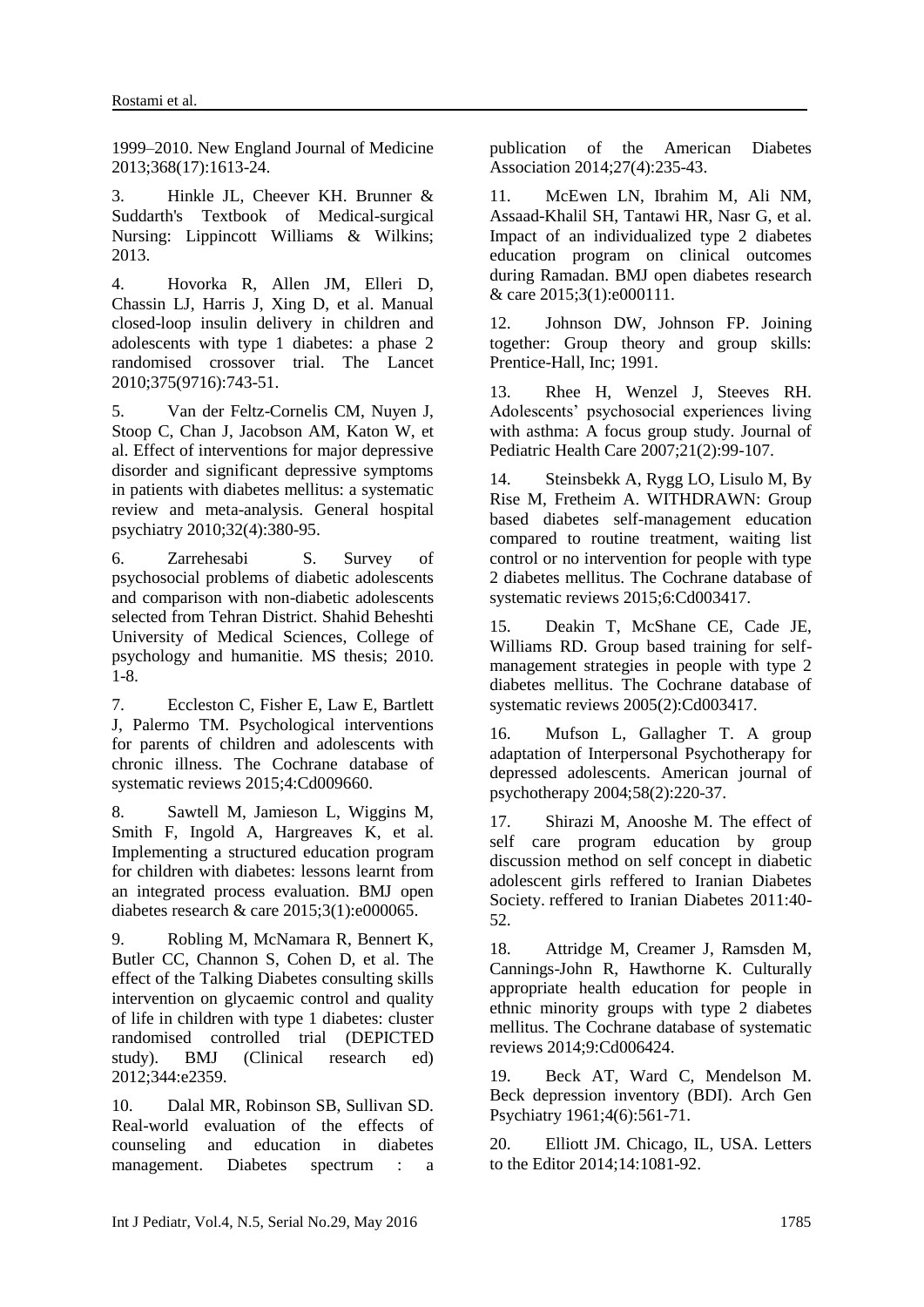1999–2010. New England Journal of Medicine 2013;368(17):1613-24.

3. Hinkle JL, Cheever KH. Brunner & Suddarth's Textbook of Medical-surgical Nursing: Lippincott Williams & Wilkins; 2013.

4. Hovorka R, Allen JM, Elleri D, Chassin LJ, Harris J, Xing D, et al. Manual closed-loop insulin delivery in children and adolescents with type 1 diabetes: a phase 2 randomised crossover trial. The Lancet 2010;375(9716):743-51.

5. Van der Feltz-Cornelis CM, Nuyen J, Stoop C, Chan J, Jacobson AM, Katon W, et al. Effect of interventions for major depressive disorder and significant depressive symptoms in patients with diabetes mellitus: a systematic review and meta-analysis. General hospital psychiatry 2010;32(4):380-95.

6. Zarrehesabi S. Survey of psychosocial problems of diabetic adolescents and comparison with non-diabetic adolescents selected from Tehran District. Shahid Beheshti University of Medical Sciences, College of psychology and humanitie. MS thesis; 2010. 1-8.

7. Eccleston C, Fisher E, Law E, Bartlett J, Palermo TM. Psychological interventions for parents of children and adolescents with chronic illness. The Cochrane database of systematic reviews 2015;4:Cd009660.

8. Sawtell M, Jamieson L, Wiggins M, Smith F, Ingold A, Hargreaves K, et al. Implementing a structured education program for children with diabetes: lessons learnt from an integrated process evaluation. BMJ open diabetes research & care 2015;3(1):e000065.

9. Robling M, McNamara R, Bennert K, Butler CC, Channon S, Cohen D, et al. The effect of the Talking Diabetes consulting skills intervention on glycaemic control and quality of life in children with type 1 diabetes: cluster randomised controlled trial (DEPICTED study). BMJ (Clinical research ed) 2012;344:e2359.

10. Dalal MR, Robinson SB, Sullivan SD. Real-world evaluation of the effects of counseling and education in diabetes management. Diabetes spectrum : a publication of the American Diabetes Association 2014;27(4):235-43.

11. McEwen LN, Ibrahim M, Ali NM, Assaad-Khalil SH, Tantawi HR, Nasr G, et al. Impact of an individualized type 2 diabetes education program on clinical outcomes during Ramadan. BMJ open diabetes research & care 2015;3(1):e000111.

12. Johnson DW, Johnson FP. Joining together: Group theory and group skills: Prentice-Hall, Inc; 1991.

13. Rhee H, Wenzel J, Steeves RH. Adolescents' psychosocial experiences living with asthma: A focus group study. Journal of Pediatric Health Care 2007;21(2):99-107.

14. Steinsbekk A, Rygg LO, Lisulo M, By Rise M, Fretheim A. WITHDRAWN: Group based diabetes self-management education compared to routine treatment, waiting list control or no intervention for people with type 2 diabetes mellitus. The Cochrane database of systematic reviews 2015;6:Cd003417.

15. Deakin T, McShane CE, Cade JE, Williams RD. Group based training for self-management strategies in people with type 2 diabetes mellitus. The Cochrane database of systematic reviews 2005(2):Cd003417.

16. Mufson L, Gallagher T. A group adaptation of Interpersonal Psychotherapy for depressed adolescents. American journal of psychotherapy 2004;58(2):220-37.

17. Shirazi M, Anooshe M. The effect of self care program education by group discussion method on self concept in diabetic adolescent girls reffered to Iranian Diabetes Society. reffered to Iranian Diabetes 2011:40-52.

18. Attridge M, Creamer J, Ramsden M, Cannings-John R, Hawthorne K. Culturally appropriate health education for people in ethnic minority groups with type 2 diabetes mellitus. The Cochrane database of systematic reviews 2014;9:Cd006424.

19. Beck AT, Ward C, Mendelson M. Beck depression inventory (BDI). Arch Gen Psychiatry 1961;4(6):561-71.

20. Elliott JM. Chicago, IL, USA. Letters to the Editor 2014;14:1081-92.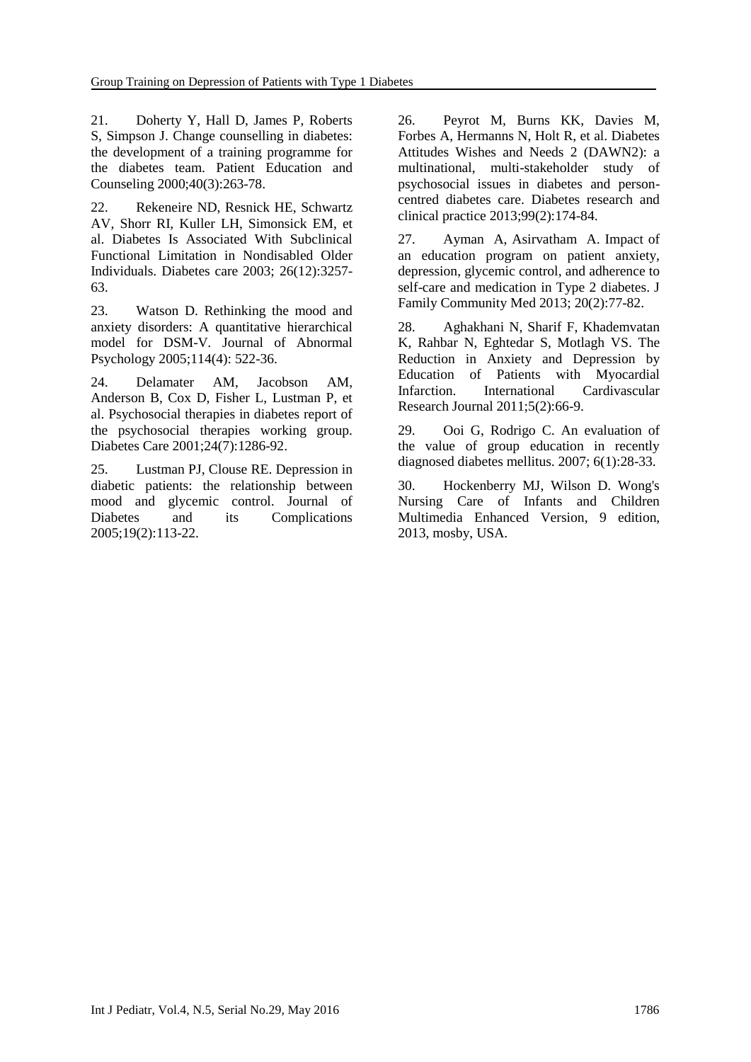21. Doherty Y, Hall D, James P, Roberts S, Simpson J. Change counselling in diabetes: the development of a training programme for the diabetes team. Patient Education and Counseling 2000;40(3):263-78.

22. Rekeneire ND, Resnick HE, Schwartz AV, Shorr RI, Kuller LH, Simonsick EM, et al. Diabetes Is Associated With Subclinical Functional Limitation in Nondisabled Older Individuals. Diabetes care 2003; 26(12):3257-63.

23. Watson D. Rethinking the mood and anxiety disorders: A quantitative hierarchical model for DSM-V. Journal of Abnormal Psychology 2005;114(4): 522-36.

24. Delamater AM, Jacobson AM, Anderson B, Cox D, Fisher L, Lustman P, et al. Psychosocial therapies in diabetes report of the psychosocial therapies working group. Diabetes Care 2001;24(7):1286-92.

25. Lustman PJ, Clouse RE. Depression in diabetic patients: the relationship between mood and glycemic control. Journal of Diabetes and its Complications 2005;19(2):113-22.

26. Peyrot M, Burns KK, Davies M, Forbes A, Hermanns N, Holt R, et al. Diabetes Attitudes Wishes and Needs 2 (DAWN2): a multinational, multi-stakeholder study of psychosocial issues in diabetes and person-centred diabetes care. Diabetes research and clinical practice 2013;99(2):174-84.

27. Ayman A, Asirvatham A. Impact of an education program on patient anxiety, depression, glycemic control, and adherence to self-care and medication in Type 2 diabetes. J Family Community Med 2013; 20(2):77-82.

28. Aghakhani N, Sharif F, Khademvatan K, Rahbar N, Eghtedar S, Motlagh VS. The Reduction in Anxiety and Depression by Education of Patients with Myocardial Infarction. International Cardivascular Research Journal 2011;5(2):66-9.

29. Ooi G, Rodrigo C. An evaluation of the value of group education in recently diagnosed diabetes mellitus. 2007; 6(1):28-33.

30. Hockenberry MJ, Wilson D. Wong's Nursing Care of Infants and Children Multimedia Enhanced Version, 9 edition, 2013, mosby, USA.